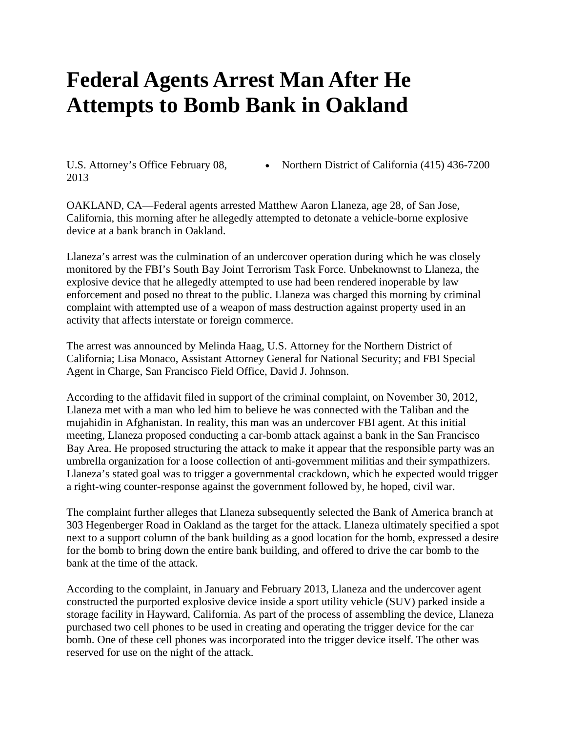# Federal Agents Arrest Man After He Attempts to Bomb Bank in Oakland

U.S. Attorney's Office February 08, 2013

- Northern District of California (415) 436-7200

OAKLAND, CA—Federal agents arrested Matthew Aaron Llaneza, age 28, of San Jose, California, this morning after he allegedly attempted to detonate a vehicle-borne explosive device at a bank branch in Oakland.

Llaneza's arrest was the culmination of an undercover operation during which he was closely monitored by the FBI's South Bay Joint Terrorism Task Force. Unbeknownst to Llaneza, the explosive device that he allegedly attempted to use had been rendered inoperable by law enforcement and posed no threat to the public. Llaneza was charged this morning by criminal complaint with attempted use of a weapon of mass destruction against property used in an activity that affects interstate or foreign commerce.

The arrest was announced by Melinda Haag, U.S. Attorney for the Northern District of California; Lisa Monaco, Assistant Attorney General for National Security; and FBI Special Agent in Charge, San Francisco Field Office, David J. Johnson.

According to the affidavit filed in support of the criminal complaint, on November 30, 2012, Llaneza met with a man who led him to believe he was connected with the Taliban and the mujahidin in Afghanistan. In reality, this man was an undercover FBI agent. At this initial meeting, Llaneza proposed conducting a car-bomb attack against a bank in the San Francisco Bay Area. He proposed structuring the attack to make it appear that the responsible party was an umbrella organization for a loose collection of anti-government militias and their sympathizers. Llaneza's stated goal was to trigger a governmental crackdown, which he expected would trigger a right-wing counter-response against the government followed by, he hoped, civil war.

The complaint further alleges that Llaneza subsequently selected the Bank of America branch at 303 Hegenberger Road in Oakland as the target for the attack. Llaneza ultimately specified a spot next to a support column of the bank building as a good location for the bomb, expressed a desire for the bomb to bring down the entire bank building, and offered to drive the car bomb to the bank at the time of the attack.

According to the complaint, in January and February 2013, Llaneza and the undercover agent constructed the purported explosive device inside a sport utility vehicle (SUV) parked inside a storage facility in Hayward, California. As part of the process of assembling the device, Llaneza purchased two cell phones to be used in creating and operating the trigger device for the car bomb. One of these cell phones was incorporated into the trigger device itself. The other was reserved for use on the night of the attack.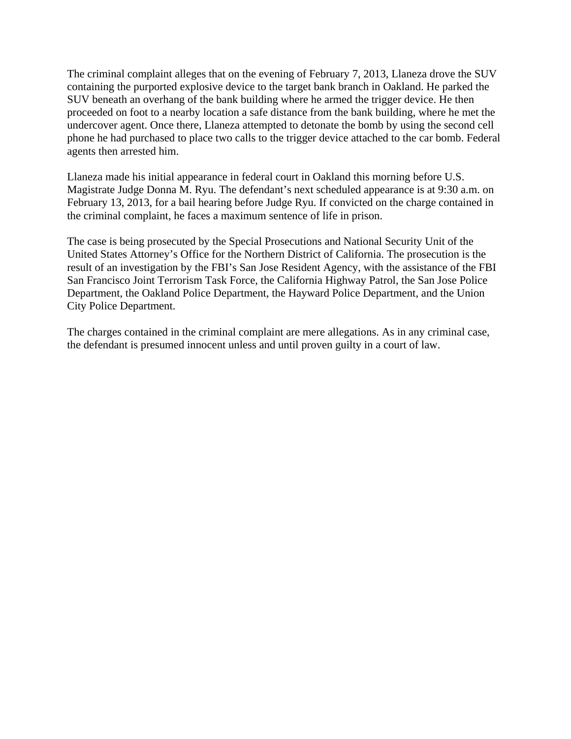The criminal complaint alleges that on the evening of February 7, 2013, Llaneza drove the SUV containing the purported explosive device to the target bank branch in Oakland. He parked the SUV beneath an overhang of the bank building where he armed the trigger device. He then proceeded on foot to a nearby location a safe distance from the bank building, where he met the undercover agent. Once there, Llaneza attempted to detonate the bomb by using the second cell phone he had purchased to place two calls to the trigger device attached to the car bomb. Federal agents then arrested him.

Llaneza made his initial appearance in federal court in Oakland this morning before U.S. Magistrate Judge Donna M. Ryu. The defendant's next scheduled appearance is at 9:30 a.m. on February 13, 2013, for a bail hearing before Judge Ryu. If convicted on the charge contained in the criminal complaint, he faces a maximum sentence of life in prison.

The case is being prosecuted by the Special Prosecutions and National Security Unit of the United States Attorney's Office for the Northern District of California. The prosecution is the result of an investigation by the FBI's San Jose Resident Agency, with the assistance of the FBI San Francisco Joint Terrorism Task Force, the California Highway Patrol, the San Jose Police Department, the Oakland Police Department, the Hayward Police Department, and the Union City Police Department.

The charges contained in the criminal complaint are mere allegations. As in any criminal case, the defendant is presumed innocent unless and until proven guilty in a court of law.